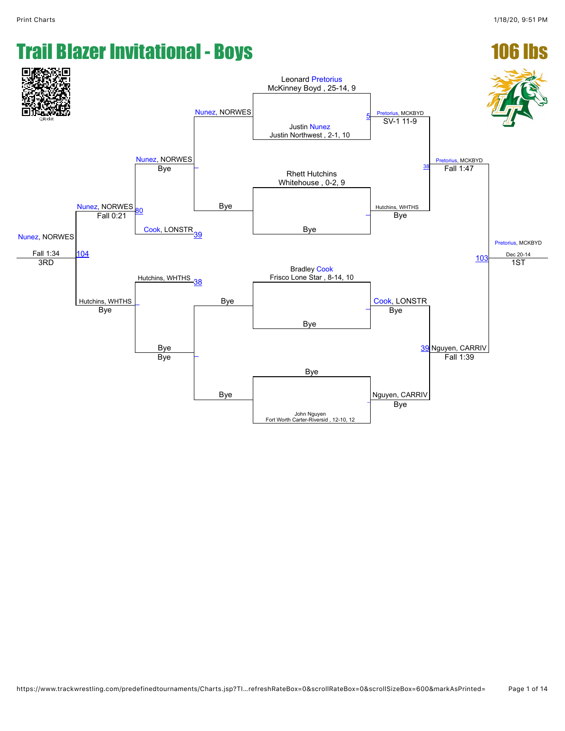# Trail Blazer Invitational - Boys

## 106 lbs

### Championship Bracket

**Top half**

- Leonard Pretorius, McKinney Boyd, 25-14, 9
- Justin Nunez, Justin Northwest, 2-1, 10
  - Match 5: Pretorius, MCKBYD — SV-1 11-9
- Rhett Hutchins, Whitehouse, 0-2, 9
- Bye
  - Hutchins, WHTHS — Bye
- Match 38: Pretorius, MCKBYD — Fall 1:47

**Bottom half**

- Bradley Cook, Frisco Lone Star, 8-14, 10
- Bye
  - Cook, LONSTR — Bye
- Bye
- John Nguyen, Fort Worth Carter-Riversid, 12-10, 12
  - Nguyen, CARRIV — Bye
- Match 39: Nguyen, CARRIV — Fall 1:39

**Final**

- Match 103: Pretorius, MCKBYD — Dec 20-14 — **1ST**

### Consolation Bracket

- Nunez, NORWES — Bye
  - Nunez, NORWES — Bye
  - Bye
- Match 80: Nunez, NORWES — Fall 0:21 (vs. Cook, LONSTR, loser of Match 39)
- Hutchins, WHTHS (loser of Match 38) — Bye
  - Bye — Bye
  - Bye
- Match 104: Nunez, NORWES — Fall 1:34 — **3RD**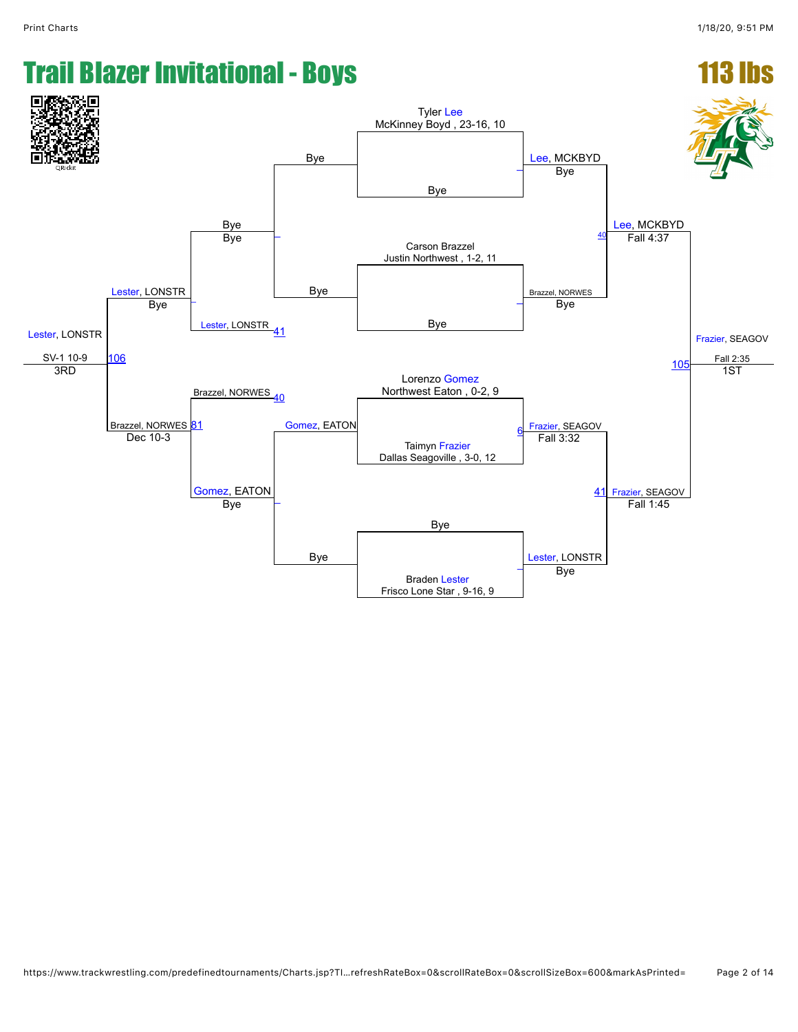# Trail Blazer Invitational - Boys

## 113 lbs

**Championship Bracket**

Round 1 (Quarterfinals):

- Tyler Lee, McKinney Boyd, 23-16, 10 vs Bye — Lee, MCKBYD, Bye
- Carson Brazzel, Justin Northwest, 1-2, 11 vs Bye — Brazzel, NORWES, Bye
- Lorenzo Gomez, Northwest Eaton, 0-2, 9 vs Taimyn Frazier, Dallas Seagoville, 3-0, 12 (Match 6) — Frazier, SEAGOV, Fall 3:32
- Bye vs Braden Lester, Frisco Lone Star, 9-16, 9 — Lester, LONSTR, Bye

Semifinals:

- Lee, MCKBYD vs Brazzel, NORWES (Match 40) — Lee, MCKBYD, Fall 4:37
- Frazier, SEAGOV vs Lester, LONSTR (Match 41) — Frazier, SEAGOV, Fall 1:45

Final (Match 105):

- Lee, MCKBYD vs Frazier, SEAGOV — Frazier, SEAGOV, Fall 2:35 — 1ST

**Consolation Bracket**

- Bye vs Bye — Bye
- Bye vs Bye — Bye
- Bye vs Lester, LONSTR (Match 41) — Lester, LONSTR, Bye
- Brazzel, NORWES (Match 40) vs Gomez, EATON, Bye — (Match 81) Brazzel, NORWES, Dec 10-3
- Lester, LONSTR vs Brazzel, NORWES (Match 106) — Lester, LONSTR, SV-1 10-9 — 3RD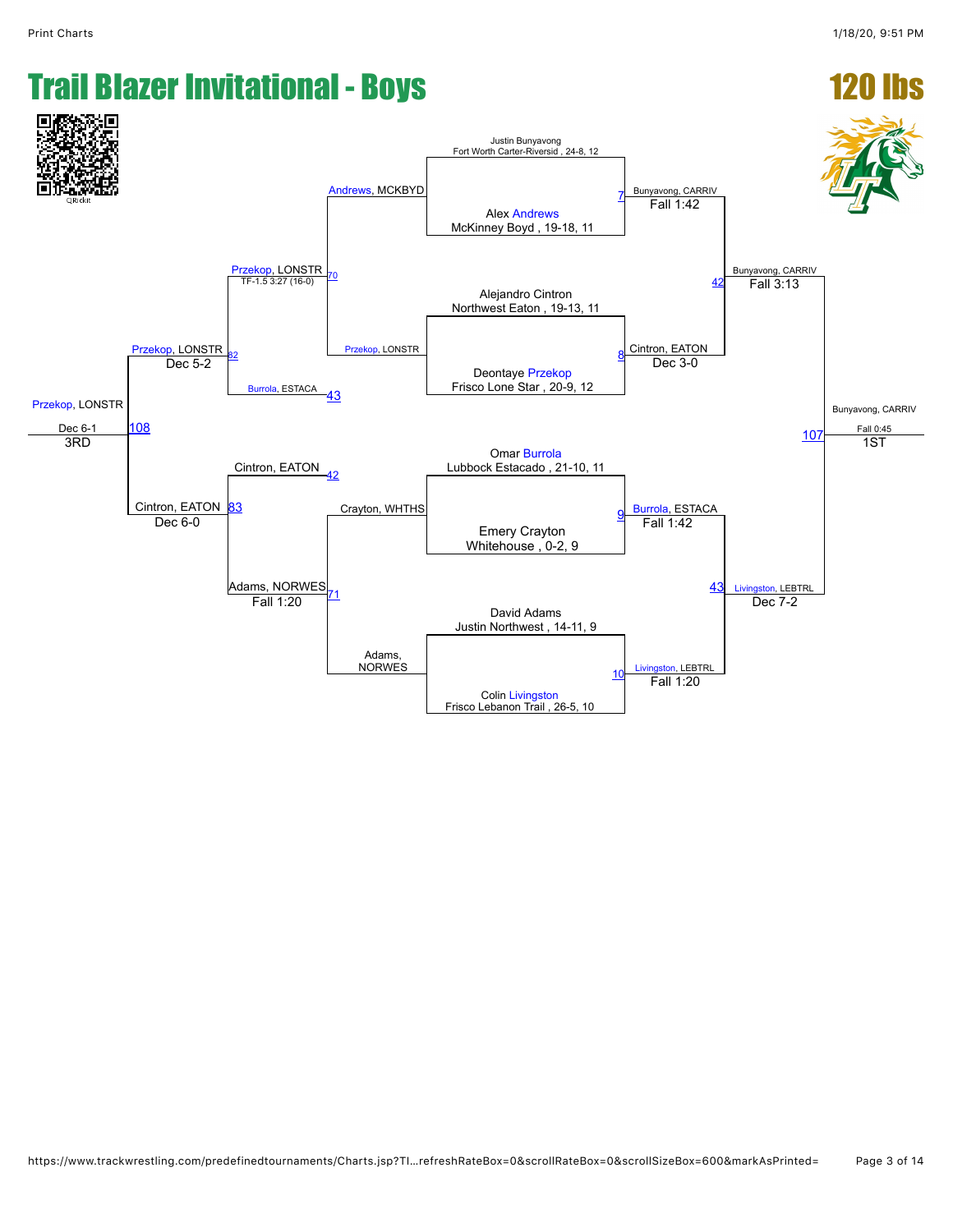# Trail Blazer Invitational - Boys

## 120 lbs

QRickit

### Championship Bracket

**Quarterfinals**

- Match 7: Justin Bunyavong, Fort Worth Carter-Riversid , 24-8, 12 vs. Alex Andrews, McKinney Boyd , 19-18, 11 — Bunyavong, CARRIV, Fall 1:42
- Match 8: Alejandro Cintron, Northwest Eaton , 19-13, 11 vs. Deontaye Przekop, Frisco Lone Star , 20-9, 12 — Cintron, EATON, Dec 3-0
- Match 9: Omar Burrola, Lubbock Estacado , 21-10, 11 vs. Emery Crayton, Whitehouse , 0-2, 9 — Burrola, ESTACA, Fall 1:42
- Match 10: David Adams, Justin Northwest , 14-11, 9 vs. Colin Livingston, Frisco Lebanon Trail , 26-5, 10 — Livingston, LEBTRL, Fall 1:20

**Semifinals**

- Match 42: Bunyavong, CARRIV vs. Cintron, EATON — Bunyavong, CARRIV, Fall 3:13
- Match 43: Burrola, ESTACA vs. Livingston, LEBTRL — Livingston, LEBTRL, Dec 7-2

**Final (1ST)**

- Match 107: Bunyavong, CARRIV vs. Livingston, LEBTRL — Bunyavong, CARRIV, Fall 0:45

### Consolation Bracket

**Consolation Round 1**

- Match 70: Andrews, MCKBYD vs. Przekop, LONSTR — Przekop, LONSTR, TF-1.5 3:27 (16-0)
- Match 71: Crayton, WHTHS vs. Adams, NORWES — Adams, NORWES, Fall 1:20

**Consolation Semifinals**

- Match 82: Przekop, LONSTR vs. Burrola, ESTACA — Przekop, LONSTR, Dec 5-2
- Match 83: Cintron, EATON vs. Adams, NORWES — Cintron, EATON, Dec 6-0

**3rd Place (3RD)**

- Match 108: Przekop, LONSTR vs. Cintron, EATON — Przekop, LONSTR, Dec 6-1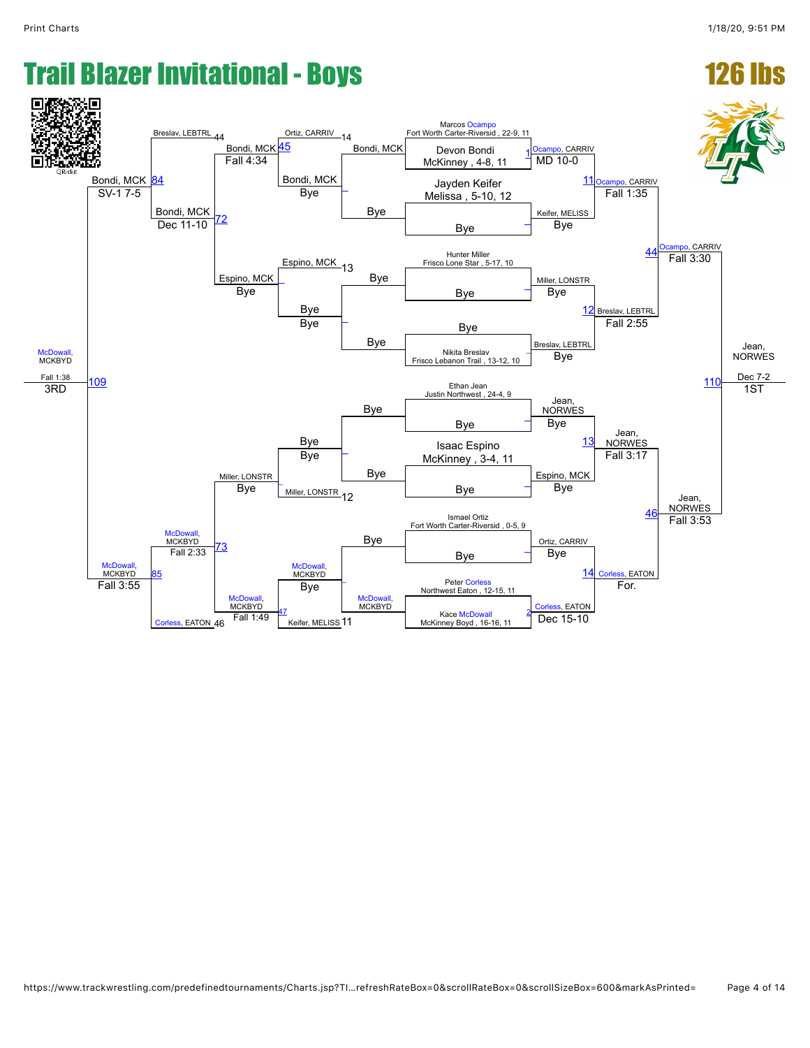# Trail Blazer Invitational - Boys

## 126 lbs

### Championship Bracket

**First Round**

| Match | Wrestler 1 | Wrestler 2 | Winner | Result |
| --- | --- | --- | --- | --- |
| 1 | Marcos Ocampo, Fort Worth Carter-Riversid, 22-9, 11 | Devon Bondi, McKinney, 4-8, 11 | Ocampo, CARRIV | MD 10-0 |
| – | Jayden Keifer, Melissa, 5-10, 12 | Bye | Keifer, MELISS | Bye |
| – | Hunter Miller, Frisco Lone Star, 5-17, 10 | Bye | Miller, LONSTR | Bye |
| – | Bye | Nikita Breslav, Frisco Lebanon Trail, 13-12, 10 | Breslav, LEBTRL | Bye |
| – | Ethan Jean, Justin Northwest, 24-4, 9 | Bye | Jean, NORWES | Bye |
| – | Isaac Espino, McKinney, 3-4, 11 | Bye | Espino, MCK | Bye |
| – | Ismael Ortiz, Fort Worth Carter-Riversid, 0-5, 9 | Bye | Ortiz, CARRIV | Bye |
| 2 | Peter Corless, Northwest Eaton, 12-15, 11 | Kace McDowall, McKinney Boyd, 16-16, 11 | Corless, EATON | Dec 15-10 |

**Quarterfinals**

| Match | Wrestler 1 | Wrestler 2 | Winner | Result |
| --- | --- | --- | --- | --- |
| 11 | Ocampo, CARRIV | Keifer, MELISS | Ocampo, CARRIV | Fall 1:35 |
| 12 | Miller, LONSTR | Breslav, LEBTRL | Breslav, LEBTRL | Fall 2:55 |
| 13 | Jean, NORWES | Espino, MCK | Jean, NORWES | Fall 3:17 |
| 14 | Ortiz, CARRIV | Corless, EATON | Corless, EATON | For. |

**Semifinals**

| Match | Wrestler 1 | Wrestler 2 | Winner | Result |
| --- | --- | --- | --- | --- |
| 44 | Ocampo, CARRIV | Breslav, LEBTRL | Ocampo, CARRIV | Fall 3:30 |
| 46 | Jean, NORWES | Corless, EATON | Jean, NORWES | Fall 3:53 |

**Final (1st)**

| Match | Wrestler 1 | Wrestler 2 | Winner | Result |
| --- | --- | --- | --- | --- |
| 110 | Ocampo, CARRIV | Jean, NORWES | Jean, NORWES | Dec 7-2 |

### Consolation Bracket

| Match | Wrestler 1 | Wrestler 2 | Winner | Result |
| --- | --- | --- | --- | --- |
| – | Bondi, MCK | Bye | Bondi, MCK | Bye |
| – | Bye | Bye | Bye | Bye |
| – | Bye | Bye | Bye | Bye |
| – | McDowall, MCKBYD | Bye | McDowall, MCKBYD | Bye |
| 14 (Cons.) | Ortiz, CARRIV | Bondi, MCK | Bondi, MCK | Bye |
| 13 (Cons.) | Espino, MCK | Bye | Espino, MCK | Bye |
| 12 (Cons.) | Bye | Miller, LONSTR | Miller, LONSTR | Bye |
| 11 (Cons.) | McDowall, MCKBYD | Keifer, MELISS | McDowall, MCKBYD | Bye |
| 45 | Bondi, MCK | Espino, MCK | Bondi, MCK | Fall 4:34 |
| 47 | Miller, LONSTR | McDowall, MCKBYD | McDowall, MCKBYD | Fall 1:49 |
| 72 | Breslav, LEBTRL (44) | Bondi, MCK | Bondi, MCK | Dec 11-10 |
| 73 | McDowall, MCKBYD | Corless, EATON (46) | McDowall, MCKBYD | Fall 2:33 |
| 84 | Bondi, MCK | | Bondi, MCK | SV-1 7-5 |
| 85 | McDowall, MCKBYD | | McDowall, MCKBYD | Fall 3:55 |

**3rd Place**

| Match | Wrestler 1 | Wrestler 2 | Winner | Result |
| --- | --- | --- | --- | --- |
| 109 | Bondi, MCK | McDowall, MCKBYD | McDowall, MCKBYD | Fall 1:38 |

**Placings:** 1ST – Jean, NORWES; 3RD – McDowall, MCKBYD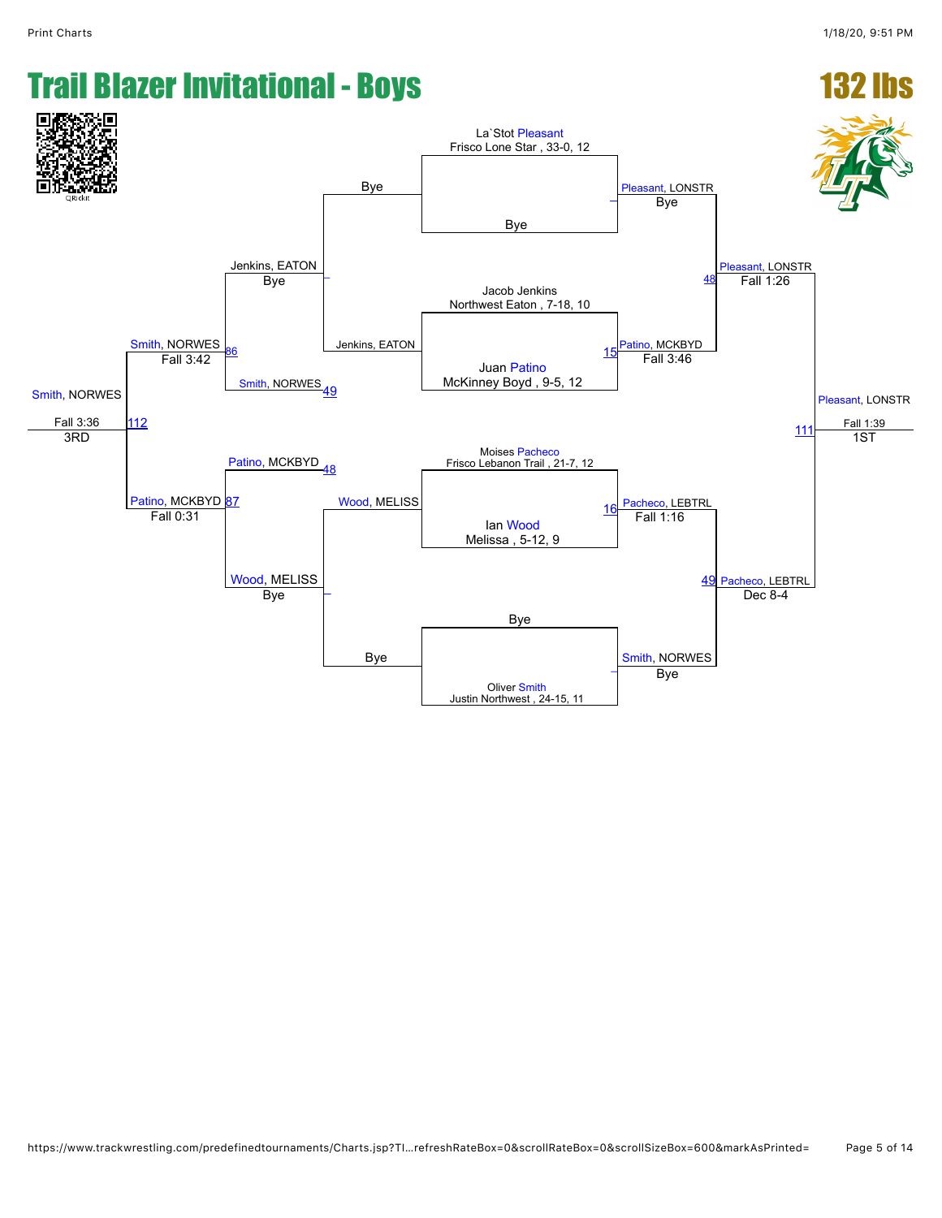# Trail Blazer Invitational - Boys

## 132 lbs

### Championship Bracket

**First Round**

- La`Stot Pleasant, Frisco Lone Star, 33-0, 12 vs. Bye — Pleasant, LONSTR (Bye)
- Jacob Jenkins, Northwest Eaton, 7-18, 10 vs. Juan Patino, McKinney Boyd, 9-5, 12 — Match 15: Patino, MCKBYD (Fall 3:46)
- Moises Pacheco, Frisco Lebanon Trail, 21-7, 12 vs. Ian Wood, Melissa, 5-12, 9 — Match 16: Pacheco, LEBTRL (Fall 1:16)
- Bye vs. Oliver Smith, Justin Northwest, 24-15, 11 — Smith, NORWES (Bye)

**Semifinals**

- Match 48: Pleasant, LONSTR vs. Patino, MCKBYD — Pleasant, LONSTR (Fall 1:26)
- Match 49: Pacheco, LEBTRL vs. Smith, NORWES — Pacheco, LEBTRL (Dec 8-4)

**Final (1ST)**

- Match 111: Pleasant, LONSTR vs. Pacheco, LEBTRL — Pleasant, LONSTR (Fall 1:39) — 1ST

### Consolation Bracket

**First Round**

- Bye vs. Jenkins, EATON — Jenkins, EATON (Bye)
- Wood, MELISS vs. Bye — Wood, MELISS (Bye)

**Second Round**

- Match 86: Jenkins, EATON vs. Smith, NORWES (loser of 49) — Smith, NORWES (Fall 3:42)
- Match 87: Patino, MCKBYD (loser of 48) vs. Wood, MELISS — Patino, MCKBYD (Fall 0:31)

**3rd Place**

- Match 112: Smith, NORWES vs. Patino, MCKBYD — Smith, NORWES (Fall 3:36) — 3RD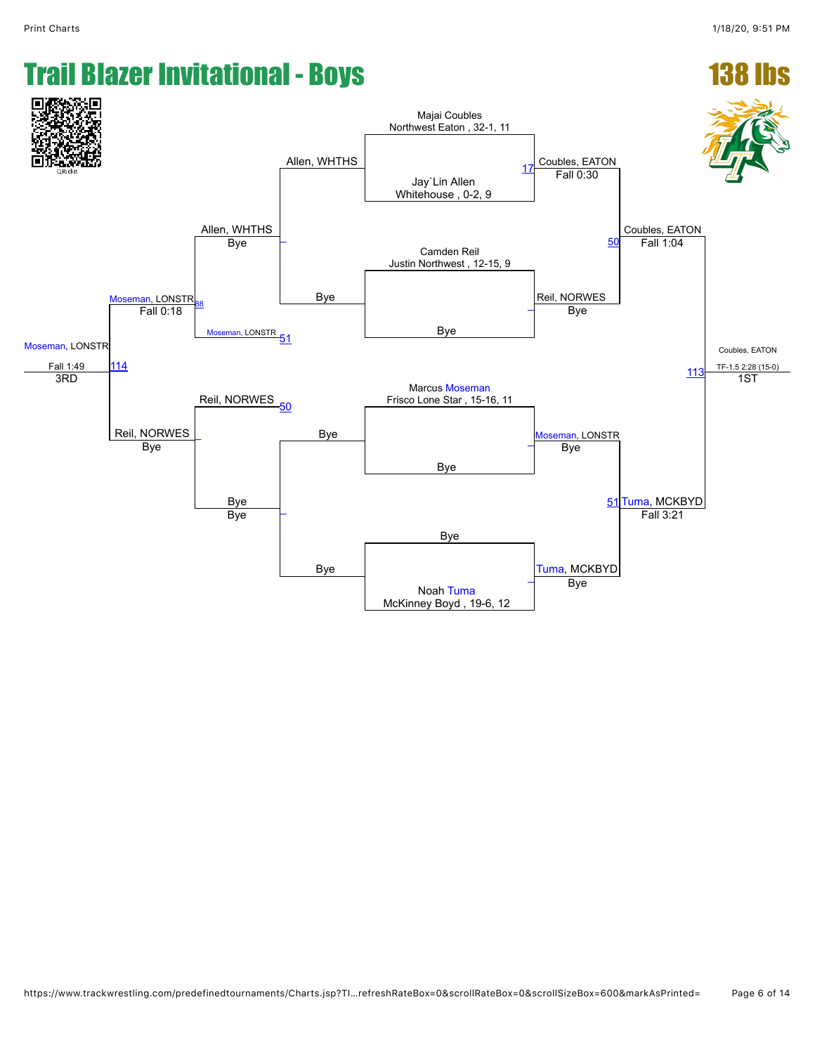# Trail Blazer Invitational - Boys

## 138 lbs

### Championship Bracket

**Round 1**

- Majai Coubles, Northwest Eaton, 32-1, 11 vs. Jay`Lin Allen, Whitehouse, 0-2, 9 — Match 17: Coubles, EATON (Fall 0:30)
- Camden Reil, Justin Northwest, 12-15, 9 vs. Bye — Reil, NORWES (Bye)
- Marcus Moseman, Frisco Lone Star, 15-16, 11 vs. Bye — Moseman, LONSTR (Bye)
- Bye vs. Noah Tuma, McKinney Boyd, 19-6, 12 — Tuma, MCKBYD (Bye)

**Semifinals**

- Match 50: Coubles, EATON (Fall 1:04)
- Match 51: Tuma, MCKBYD (Fall 3:21)

**Final**

- Match 113: Coubles, EATON — TF-1.5 2:28 (15-0) — 1ST

### Consolation Bracket

- Allen, WHTHS vs. Bye — Allen, WHTHS (Bye)
- Bye vs. Bye — Bye
- Allen, WHTHS (Bye) vs. Moseman, LONSTR (51) — Match 88: Moseman, LONSTR (Fall 0:18)
- Reil, NORWES (50) vs. Bye — Reil, NORWES (Bye)
- Match 114: Moseman, LONSTR (Fall 1:49) — 3RD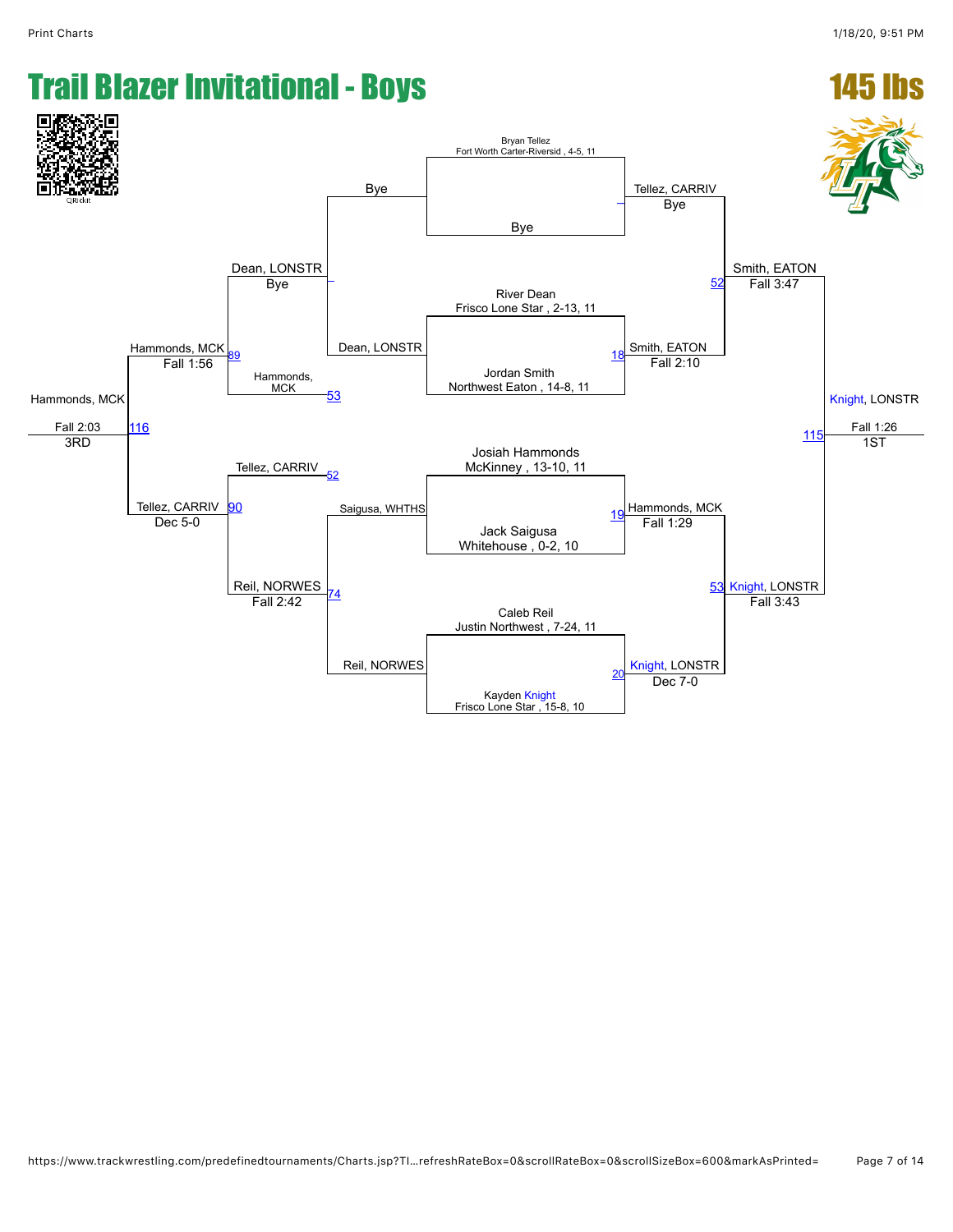# Trail Blazer Invitational - Boys

## 145 lbs

**Championship Bracket**

Bryan Tellez, Fort Worth Carter-Riversid, 4-5, 11 vs. Bye → Tellez, CARRIV (Bye)

River Dean, Frisco Lone Star, 2-13, 11 vs. Jordan Smith, Northwest Eaton, 14-8, 11 → Smith, EATON (Fall 2:10) [18]

Josiah Hammonds, McKinney, 13-10, 11 vs. Jack Saigusa, Whitehouse, 0-2, 10 → Hammonds, MCK (Fall 1:29) [19]

Caleb Reil, Justin Northwest, 7-24, 11 vs. Kayden Knight, Frisco Lone Star, 15-8, 10 → Knight, LONSTR (Dec 7-0) [20]

Semifinals:
- Tellez, CARRIV vs. Smith, EATON → Smith, EATON (Fall 3:47) [52]
- Hammonds, MCK vs. Knight, LONSTR → Knight, LONSTR (Fall 3:43) [53]

Final:
- Smith, EATON vs. Knight, LONSTR → **Knight, LONSTR (Fall 1:26) — 1ST** [115]

**Consolation Bracket**

- Bye vs. Dean, LONSTR → Dean, LONSTR
- Tellez, CARRIV [52] vs. Saigusa, WHTHS → Reil, NORWES vs. Saigusa, WHTHS / Reil, NORWES → Reil, NORWES [74]
- Dean, LONSTR vs. Hammonds, MCK [53] → Dean, LONSTR (Bye); Hammonds, MCK [53]
- Dean, LONSTR vs. Hammonds, MCK → Hammonds, MCK (Fall 1:56) [89]
- Tellez, CARRIV vs. Reil, NORWES → Tellez, CARRIV (Dec 5-0) [90]; Reil, NORWES (Fall 2:42) [74]
- Hammonds, MCK vs. Tellez, CARRIV → **Hammonds, MCK (Fall 2:03) — 3RD** [116]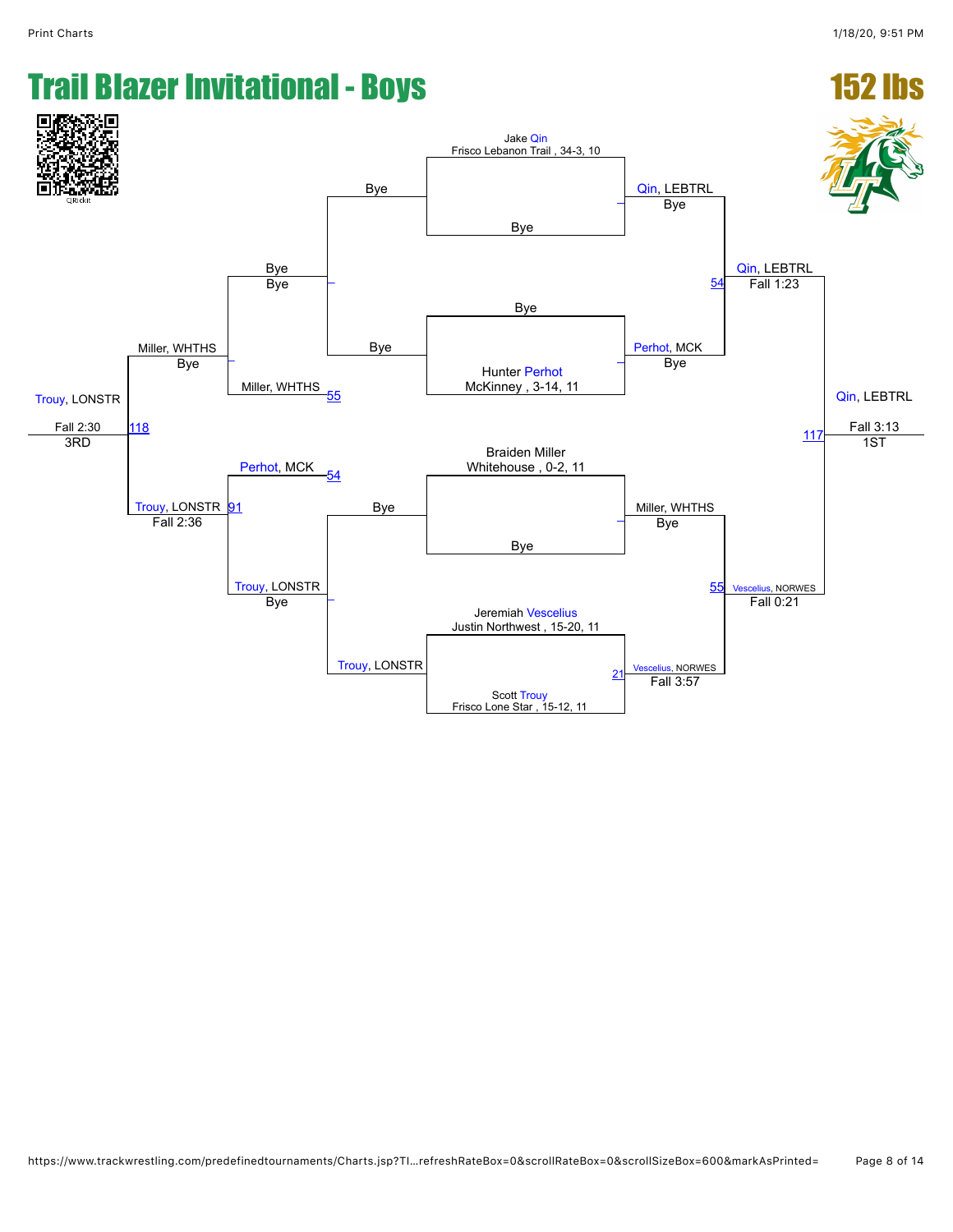# Trail Blazer Invitational - Boys

## 152 lbs

QRickit

### Championship Bracket

Jake Qin
Frisco Lebanon Trail , 34-3, 10

Bye

Bye

Hunter Perhot
McKinney , 3-14, 11

Braiden Miller
Whitehouse , 0-2, 11

Bye

Jeremiah Vescelius
Justin Northwest , 15-20, 11

Scott Trouy
Frisco Lone Star , 15-12, 11

Qin, LEBTRL
Bye

Perhot, MCK
Bye

Miller, WHTHS
Bye

21 Vescelius, NORWES
Fall 3:57

54 Qin, LEBTRL
Fall 1:23

55 Vescelius, NORWES
Fall 0:21

117 Qin, LEBTRL
Fall 3:13
1ST

### Consolation Bracket

Bye

Bye

Bye

Trouy, LONSTR

Bye
Bye

Miller, WHTHS 55

Perhot, MCK 54

Trouy, LONSTR
Bye

Miller, WHTHS
Bye

91 Trouy, LONSTR
Fall 2:36

118 Trouy, LONSTR
Fall 2:30
3RD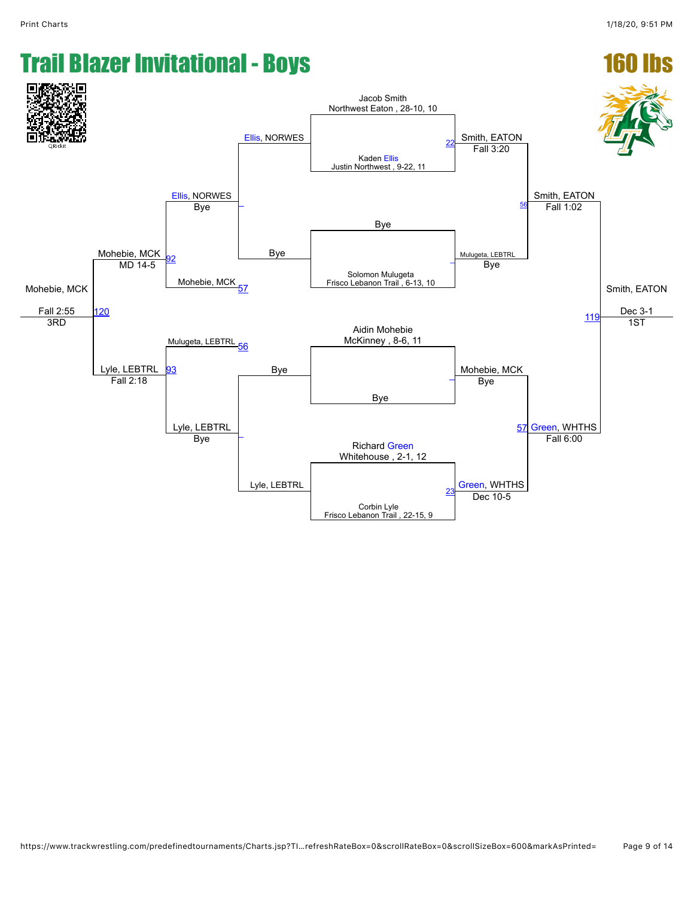# Trail Blazer Invitational - Boys

## 160 lbs

### Championship Bracket

**Round 1**

- Match 22: Jacob Smith, Northwest Eaton, 28-10, 10 vs. Kaden Ellis, Justin Northwest, 9-22, 11 — Smith, EATON, Fall 3:20
- Bye vs. Solomon Mulugeta, Frisco Lebanon Trail, 6-13, 10 — Mulugeta, LEBTRL, Bye
- Aidin Mohebie, McKinney, 8-6, 11 vs. Bye — Mohebie, MCK, Bye
- Match 23: Richard Green, Whitehouse, 2-1, 12 vs. Corbin Lyle, Frisco Lebanon Trail, 22-15, 9 — Green, WHTHS, Dec 10-5

**Semifinals**

- Match 56: Smith, EATON vs. Mulugeta, LEBTRL — Smith, EATON, Fall 1:02
- Match 57: Mohebie, MCK vs. Green, WHTHS — Green, WHTHS, Fall 6:00

**Final**

- Match 119: Smith, EATON vs. Green, WHTHS — Smith, EATON, Dec 3-1 — 1ST

### Consolation Bracket

**Round 1**

- Ellis, NORWES vs. Bye — Ellis, NORWES, Bye
- Bye vs. Lyle, LEBTRL — Lyle, LEBTRL, Bye

**Round 2**

- Match 92: Ellis, NORWES vs. Mohebie, MCK (57) — Mohebie, MCK, MD 14-5
- Match 93: Mulugeta, LEBTRL (56) vs. Lyle, LEBTRL — Lyle, LEBTRL, Fall 2:18

**3rd Place**

- Match 120: Mohebie, MCK vs. Lyle, LEBTRL — Mohebie, MCK, Fall 2:55 — 3RD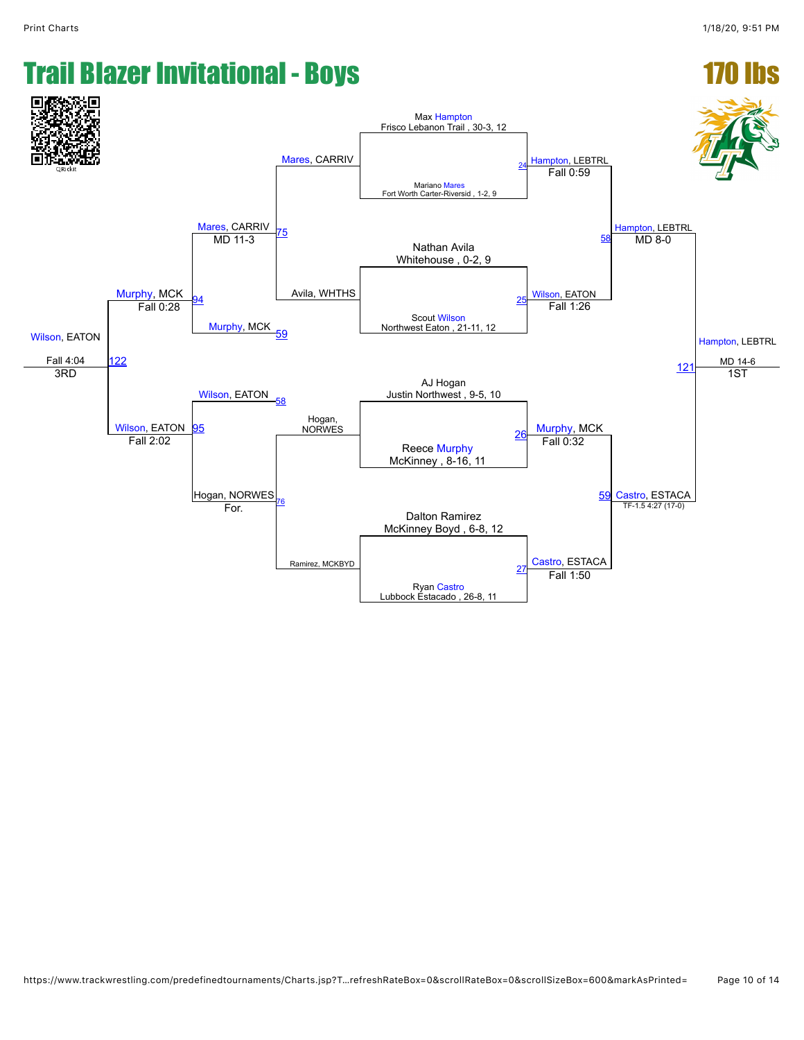# Trail Blazer Invitational - Boys

# 170 lbs

## Championship Bracket

**Match 24:** Max Hampton, Frisco Lebanon Trail, 30-3, 12 vs. Mariano Mares, Fort Worth Carter-Riverside, 1-2, 9 — Hampton, LEBTRL, Fall 0:59

**Match 25:** Nathan Avila, Whitehouse, 0-2, 9 vs. Scout Wilson, Northwest Eaton, 21-11, 12 — Wilson, EATON, Fall 1:26

**Match 26:** AJ Hogan, Justin Northwest, 9-5, 10 vs. Reece Murphy, McKinney, 8-16, 11 — Murphy, MCK, Fall 0:32

**Match 27:** Dalton Ramirez, McKinney Boyd, 6-8, 12 vs. Ryan Castro, Lubbock Estacado, 26-8, 11 — Castro, ESTACA, Fall 1:50

**Match 58:** Hampton, LEBTRL vs. Wilson, EATON — Hampton, LEBTRL, MD 8-0

**Match 59:** Murphy, MCK vs. Castro, ESTACA — Castro, ESTACA, TF-1.5 4:27 (17-0)

**Match 121 (1ST):** Hampton, LEBTRL vs. Castro, ESTACA — Hampton, LEBTRL, MD 14-6

## Consolation Bracket

**Match 75:** Mares, CARRIV vs. Avila, WHTHS — Mares, CARRIV, MD 11-3

**Match 76:** Hogan, NORWES vs. Ramirez, MCKBYD — Hogan, NORWES, For.

**Match 94:** Mares, CARRIV vs. Murphy, MCK (59) — Murphy, MCK, Fall 0:28

**Match 95:** Wilson, EATON (58) vs. Hogan, NORWES — Wilson, EATON, Fall 2:02

**Match 122 (3RD):** Murphy, MCK vs. Wilson, EATON — Wilson, EATON, Fall 4:04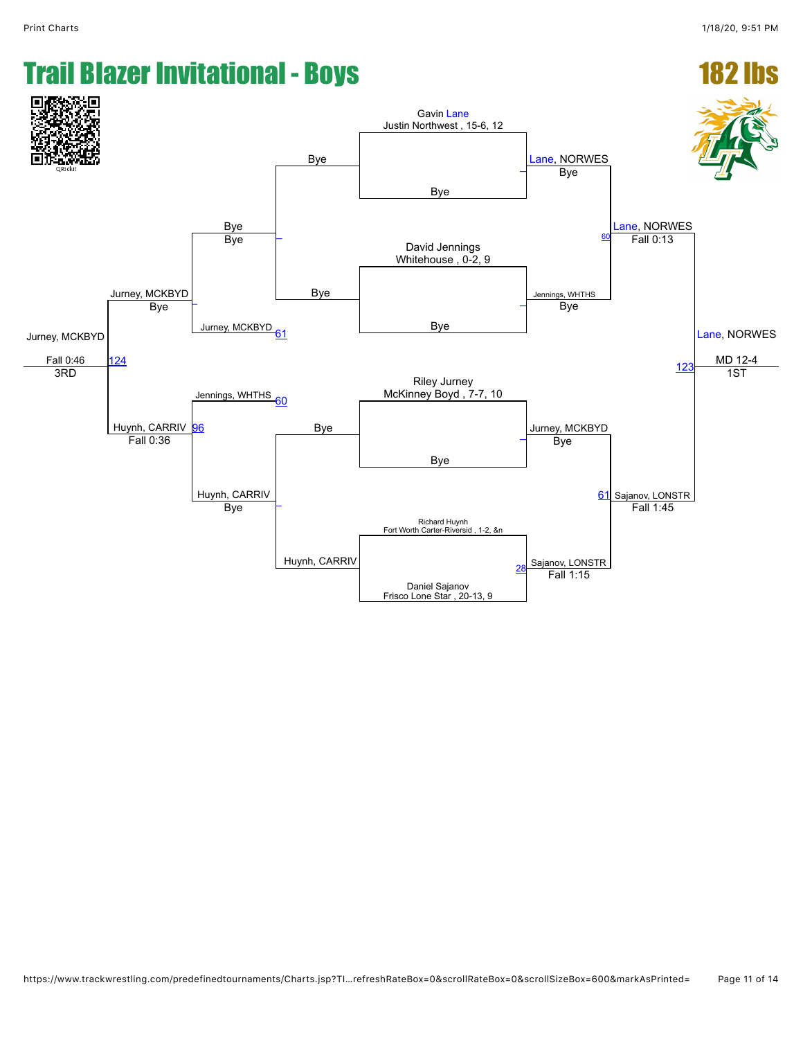# Trail Blazer Invitational - Boys

## 182 lbs

### Championship Bracket

**Round 1**

- Gavin Lane, Justin Northwest, 15-6, 12 vs. Bye — Lane, NORWES (Bye)
- David Jennings, Whitehouse, 0-2, 9 vs. Bye — Jennings, WHTHS (Bye)
- Riley Jurney, McKinney Boyd, 7-7, 10 vs. Bye — Jurney, MCKBYD (Bye)
- Richard Huynh, Fort Worth Carter-Riversid, 1-2, &n vs. Daniel Sajanov, Frisco Lone Star, 20-13, 9 — Sajanov, LONSTR (Fall 1:15) [28]

**Semifinals**

- Lane, NORWES vs. Jennings, WHTHS — Lane, NORWES (Fall 0:13) [60]
- Jurney, MCKBYD vs. Sajanov, LONSTR — Sajanov, LONSTR (Fall 1:45) [61]

**Final**

- Lane, NORWES vs. Sajanov, LONSTR — Lane, NORWES (MD 12-4) [123] — 1ST

### Consolation Bracket

**Round 1**

- Bye vs. Bye — Bye
- Bye vs. Huynh, CARRIV — Huynh, CARRIV (Bye)

**Round 2**

- Bye vs. Jurney, MCKBYD [61] — Jurney, MCKBYD (Bye)
- Jennings, WHTHS [60] vs. Huynh, CARRIV — Huynh, CARRIV (Fall 0:36) [96]

**3rd Place**

- Jurney, MCKBYD vs. Huynh, CARRIV — Jurney, MCKBYD (Fall 0:46) [124] — 3RD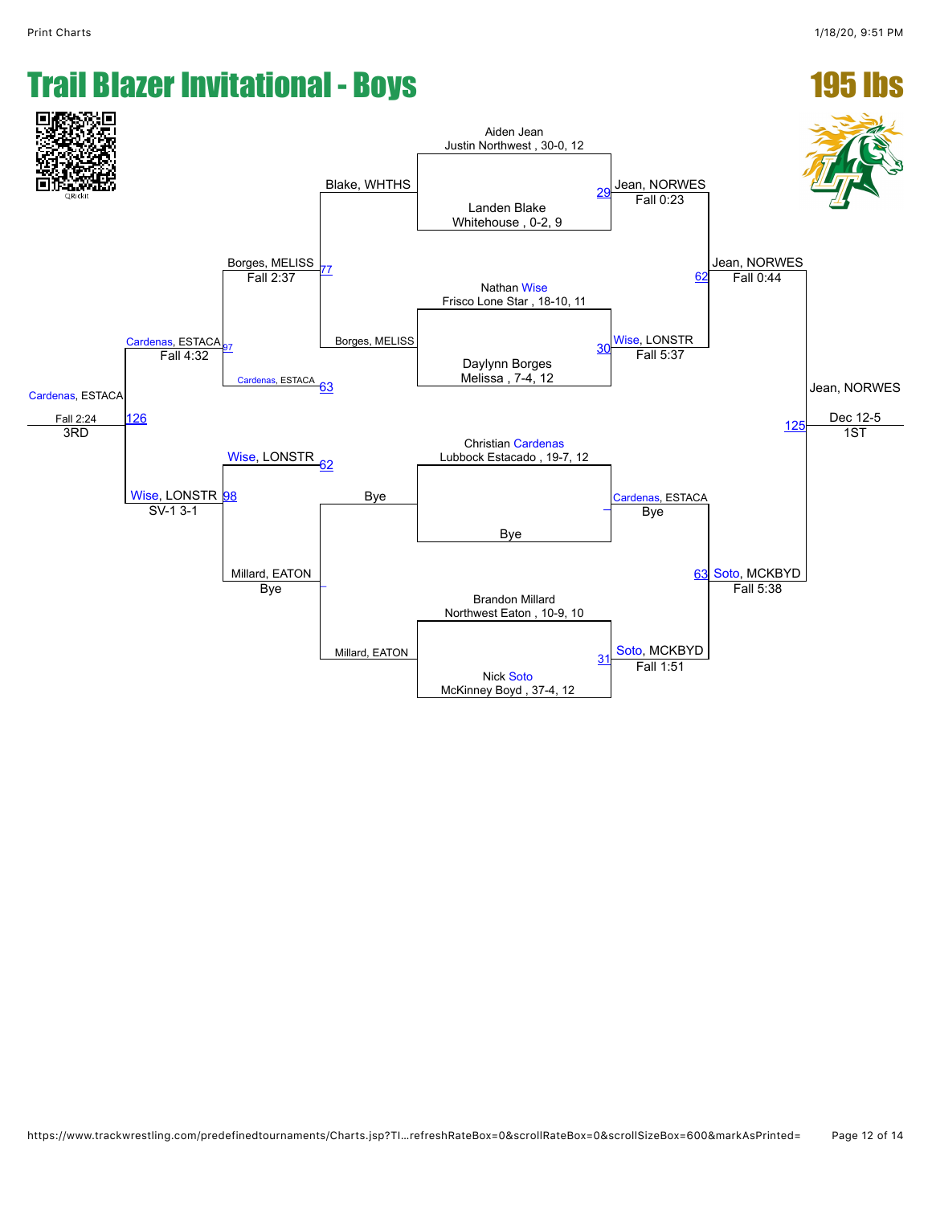# Trail Blazer Invitational - Boys

## 195 lbs

### Championship Bracket

**First Round**

- Aiden Jean, Justin Northwest, 30-0, 12 vs. Landen Blake, Whitehouse, 0-2, 9 — Match 29: Jean, NORWES, Fall 0:23
- Nathan Wise, Frisco Lone Star, 18-10, 11 vs. Daylynn Borges, Melissa, 7-4, 12 — Match 30: Wise, LONSTR, Fall 5:37
- Christian Cardenas, Lubbock Estacado, 19-7, 12 vs. Bye — Cardenas, ESTACA, Bye
- Brandon Millard, Northwest Eaton, 10-9, 10 vs. Nick Soto, McKinney Boyd, 37-4, 12 — Match 31: Soto, MCKBYD, Fall 1:51

**Semifinals**

- Match 62: Jean, NORWES vs. Wise, LONSTR — Jean, NORWES, Fall 0:44
- Match 63: Cardenas, ESTACA vs. Soto, MCKBYD — Soto, MCKBYD, Fall 5:38

**Final**

- Match 125: Jean, NORWES vs. Soto, MCKBYD — Jean, NORWES, Dec 12-5 — 1ST

### Consolation Bracket

**First Round**

- Blake, WHTHS vs. Borges, MELISS — Match 77: Borges, MELISS, Fall 2:37
- Bye vs. Millard, EATON — Millard, EATON, Bye

**Second Round**

- Borges, MELISS vs. Cardenas, ESTACA (loser of Match 63) — Match 97: Cardenas, ESTACA, Fall 4:32
- Wise, LONSTR (loser of Match 62) vs. Millard, EATON — Match 98: Wise, LONSTR, SV-1 3-1

**Third Place**

- Match 126: Cardenas, ESTACA vs. Wise, LONSTR — Cardenas, ESTACA, Fall 2:24 — 3RD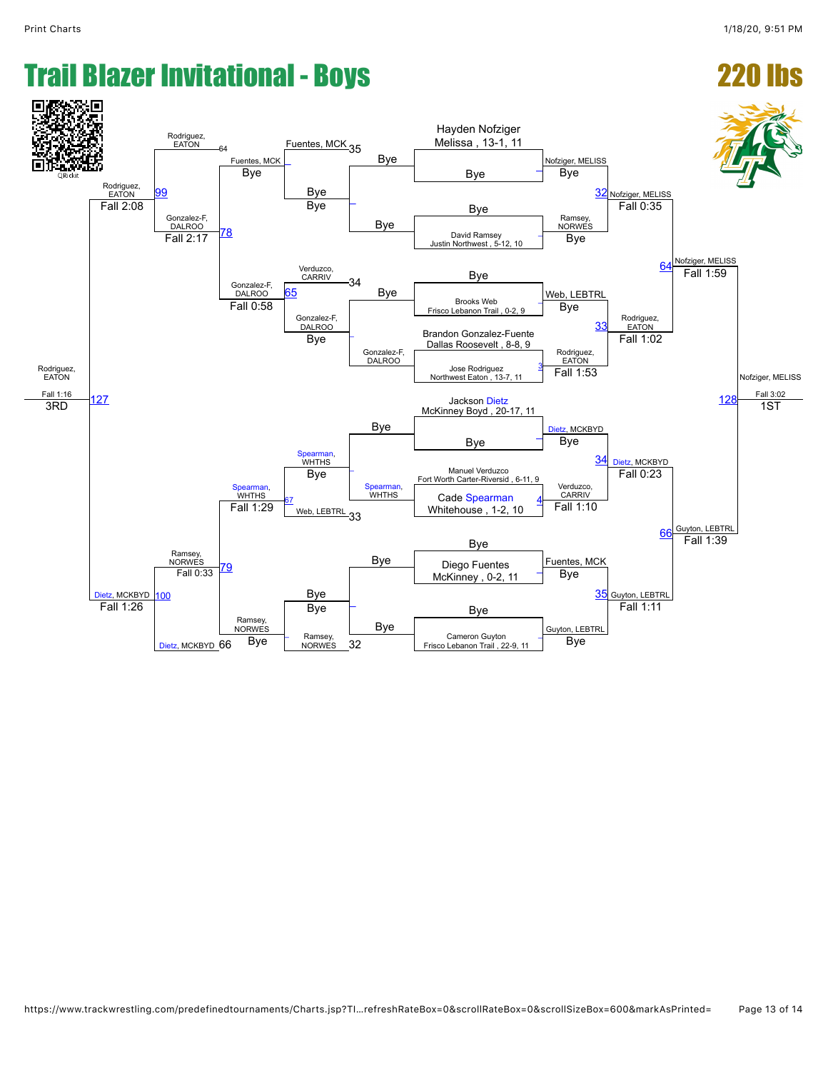# Trail Blazer Invitational - Boys

## 220 lbs

### Championship Bracket

**First Round**

- Hayden Nofziger, Melissa, 13-1, 11 — Bye
- David Ramsey, Justin Northwest, 5-12, 10 — Bye
- Brooks Web, Frisco Lebanon Trail, 0-2, 9 — Bye
- Brandon Gonzalez-Fuente, Dallas Roosevelt, 8-8, 9 vs. Jose Rodriguez, Northwest Eaton, 13-7, 11 (Match 3) — Rodriguez, EATON, Fall 1:53
- Jackson Dietz, McKinney Boyd, 20-17, 11 — Bye
- Manuel Verduzco, Fort Worth Carter-Riversid, 6-11, 9 vs. Cade Spearman, Whitehouse, 1-2, 10 (Match 4) — Verduzco, CARRIV, Fall 1:10
- Diego Fuentes, McKinney, 0-2, 11 — Bye
- Cameron Guyton, Frisco Lebanon Trail, 22-9, 11 — Bye

**Quarterfinals**

- Match 32: Nofziger, MELISS vs. Ramsey, NORWES — Nofziger, MELISS, Fall 0:35
- Match 33: Web, LEBTRL vs. Rodriguez, EATON — Rodriguez, EATON, Fall 1:02
- Match 34: Dietz, MCKBYD vs. Verduzco, CARRIV — Dietz, MCKBYD, Fall 0:23
- Match 35: Fuentes, MCK vs. Guyton, LEBTRL — Guyton, LEBTRL, Fall 1:11

**Semifinals**

- Match 64: Nofziger, MELISS vs. Rodriguez, EATON — Nofziger, MELISS, Fall 1:59
- Match 66: Dietz, MCKBYD vs. Guyton, LEBTRL — Guyton, LEBTRL, Fall 1:39

**Final**

- Match 128: Nofziger, MELISS vs. Guyton, LEBTRL — Nofziger, MELISS, Fall 3:02 — **1ST**

### Consolation Bracket

**Consolation Round 1**

- Bye / Bye — Bye
- Gonzalez-F, DALROO — Bye
- Spearman, WHTHS — Bye
- Bye / Bye — Bye

**Consolation Round 2**

- Match 35: Fuentes, MCK vs. Bye — Fuentes, MCK, Bye
- Match 34: Verduzco, CARRIV vs. Gonzalez-F, DALROO — Gonzalez-F, DALROO, Bye
- Match 33: Spearman, WHTHS vs. Web, LEBTRL — Spearman, WHTHS, Bye
- Match 32: Bye vs. Ramsey, NORWES — Ramsey, NORWES, Bye

**Consolation Round 3**

- Match 65: Gonzalez-F, DALROO — Gonzalez-F, DALROO, Fall 0:58
- Match 67: Spearman, WHTHS — Spearman, WHTHS, Fall 1:29
- Match 64: Rodriguez, EATON vs. Fuentes, MCK
- Match 66: Dietz, MCKBYD vs. Ramsey, NORWES

**Consolation Semifinals**

- Match 78: Rodriguez, EATON vs. Gonzalez-F, DALROO — Gonzalez-F, DALROO, Fall 2:17
- Match 79: Spearman, WHTHS vs. Ramsey, NORWES — Ramsey, NORWES, Fall 0:33

**Consolation Finals**

- Match 99: Rodriguez, EATON vs. Gonzalez-F, DALROO — Rodriguez, EATON, Fall 2:08
- Match 100: Ramsey, NORWES vs. Dietz, MCKBYD — Dietz, MCKBYD, Fall 1:26

**3rd Place**

- Match 127: Rodriguez, EATON vs. Dietz, MCKBYD — Rodriguez, EATON, Fall 1:16 — **3RD**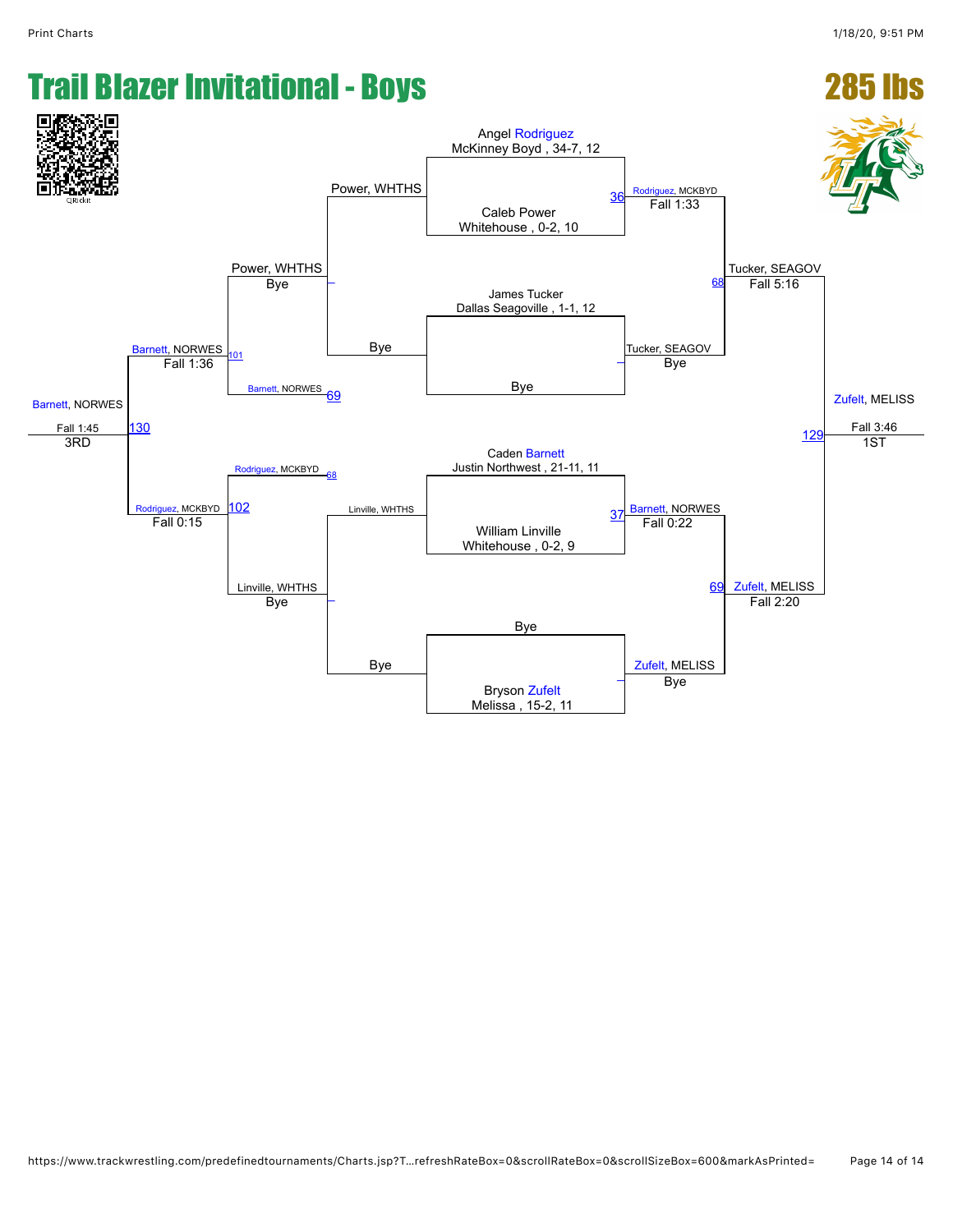# Trail Blazer Invitational - Boys

## 285 lbs

QRickit

Angel Rodriguez
McKinney Boyd , 34-7, 12

Caleb Power
Whitehouse , 0-2, 10

James Tucker
Dallas Seagoville , 1-1, 12

Bye

Caden Barnett
Justin Northwest , 21-11, 11

William Linville
Whitehouse , 0-2, 9

Bye

Bryson Zufelt
Melissa , 15-2, 11

36
Rodriguez, MCKBYD
Fall 1:33

–
Tucker, SEAGOV
Bye

68
Tucker, SEAGOV
Fall 5:16

37
Barnett, NORWES
Fall 0:22

–
Zufelt, MELISS
Bye

69
Zufelt, MELISS
Fall 2:20

129
Zufelt, MELISS
Fall 3:46
1ST

Power, WHTHS

Bye

–
Power, WHTHS
Bye

Barnett, NORWES
69

101
Barnett, NORWES
Fall 1:36

Rodriguez, MCKBYD
68

Linville, WHTHS

Bye

–
Linville, WHTHS
Bye

102
Rodriguez, MCKBYD
Fall 0:15

130
Barnett, NORWES
Fall 1:45
3RD